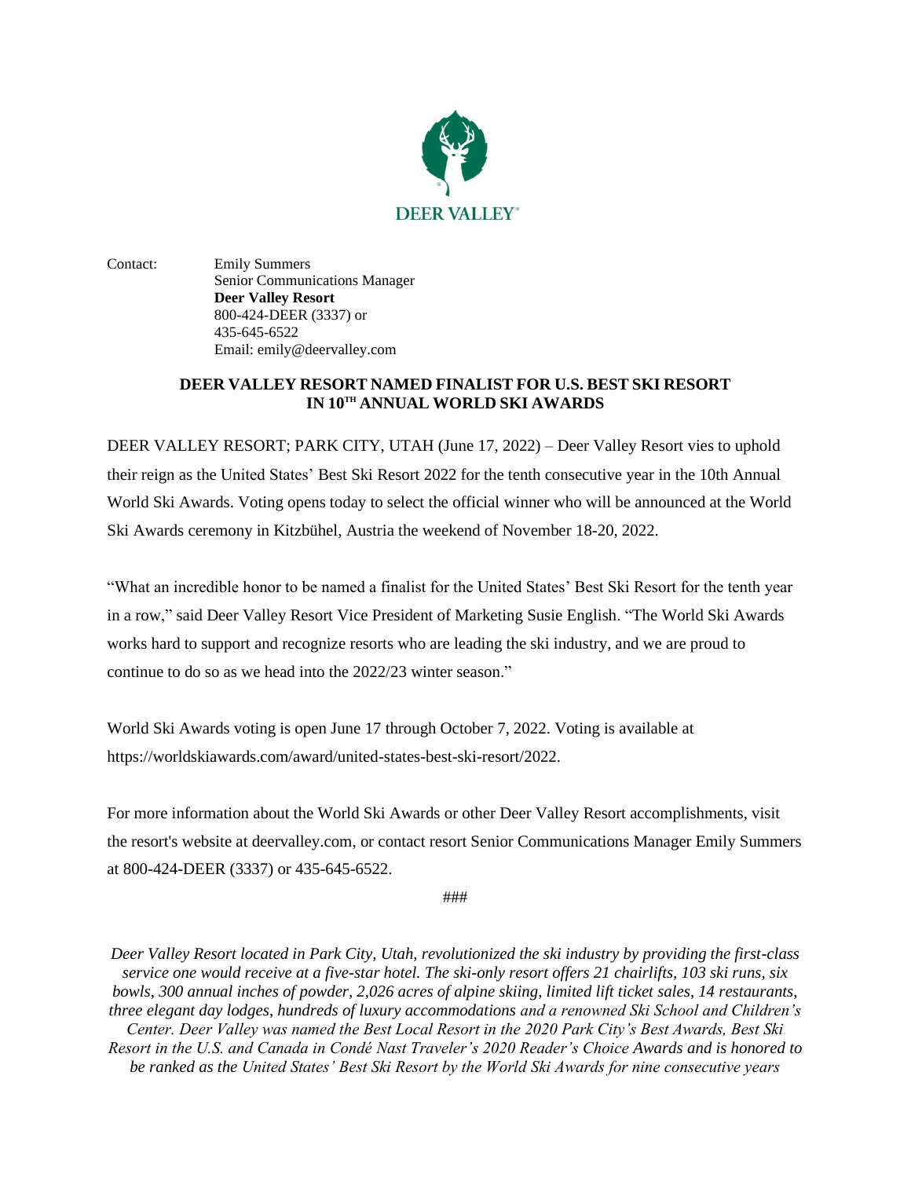DEER VALLEY®

Contact: Emily Summers
Senior Communications Manager
**Deer Valley Resort**
800-424-DEER (3337) or
435-645-6522
Email: emily@deervalley.com

# DEER VALLEY RESORT NAMED FINALIST FOR U.S. BEST SKI RESORT IN 10TH ANNUAL WORLD SKI AWARDS

DEER VALLEY RESORT; PARK CITY, UTAH (June 17, 2022) – Deer Valley Resort vies to uphold their reign as the United States' Best Ski Resort 2022 for the tenth consecutive year in the 10th Annual World Ski Awards. Voting opens today to select the official winner who will be announced at the World Ski Awards ceremony in Kitzbühel, Austria the weekend of November 18-20, 2022.

"What an incredible honor to be named a finalist for the United States' Best Ski Resort for the tenth year in a row," said Deer Valley Resort Vice President of Marketing Susie English. "The World Ski Awards works hard to support and recognize resorts who are leading the ski industry, and we are proud to continue to do so as we head into the 2022/23 winter season."

World Ski Awards voting is open June 17 through October 7, 2022. Voting is available at https://worldskiawards.com/award/united-states-best-ski-resort/2022.

For more information about the World Ski Awards or other Deer Valley Resort accomplishments, visit the resort's website at deervalley.com, or contact resort Senior Communications Manager Emily Summers at 800-424-DEER (3337) or 435-645-6522.

###

*Deer Valley Resort located in Park City, Utah, revolutionized the ski industry by providing the first-class service one would receive at a five-star hotel. The ski-only resort offers 21 chairlifts, 103 ski runs, six bowls, 300 annual inches of powder, 2,026 acres of alpine skiing, limited lift ticket sales, 14 restaurants, three elegant day lodges, hundreds of luxury accommodations and a renowned Ski School and Children's Center. Deer Valley was named the Best Local Resort in the 2020 Park City's Best Awards, Best Ski Resort in the U.S. and Canada in Condé Nast Traveler's 2020 Reader's Choice Awards and is honored to be ranked as the United States' Best Ski Resort by the World Ski Awards for nine consecutive years*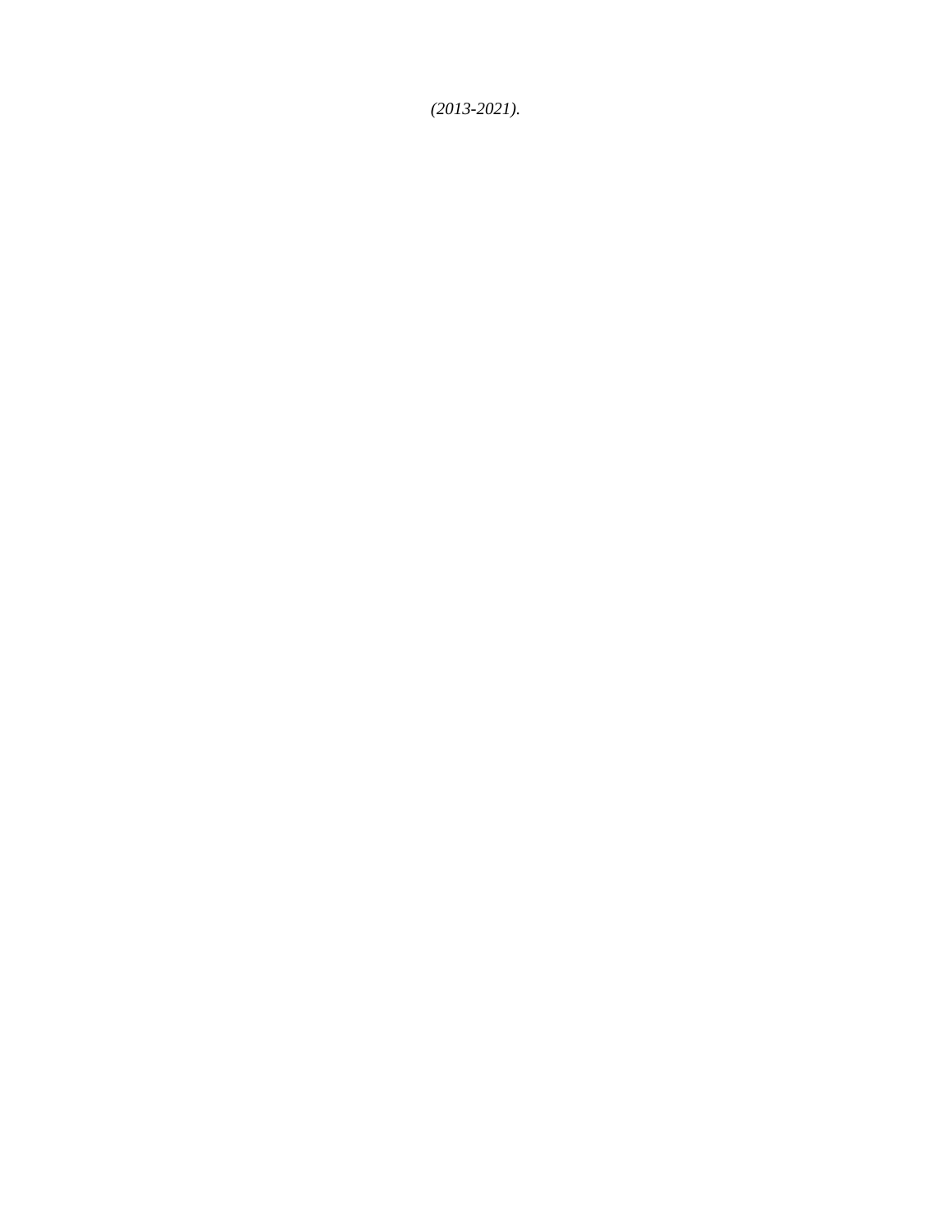*(2013-2021)*.